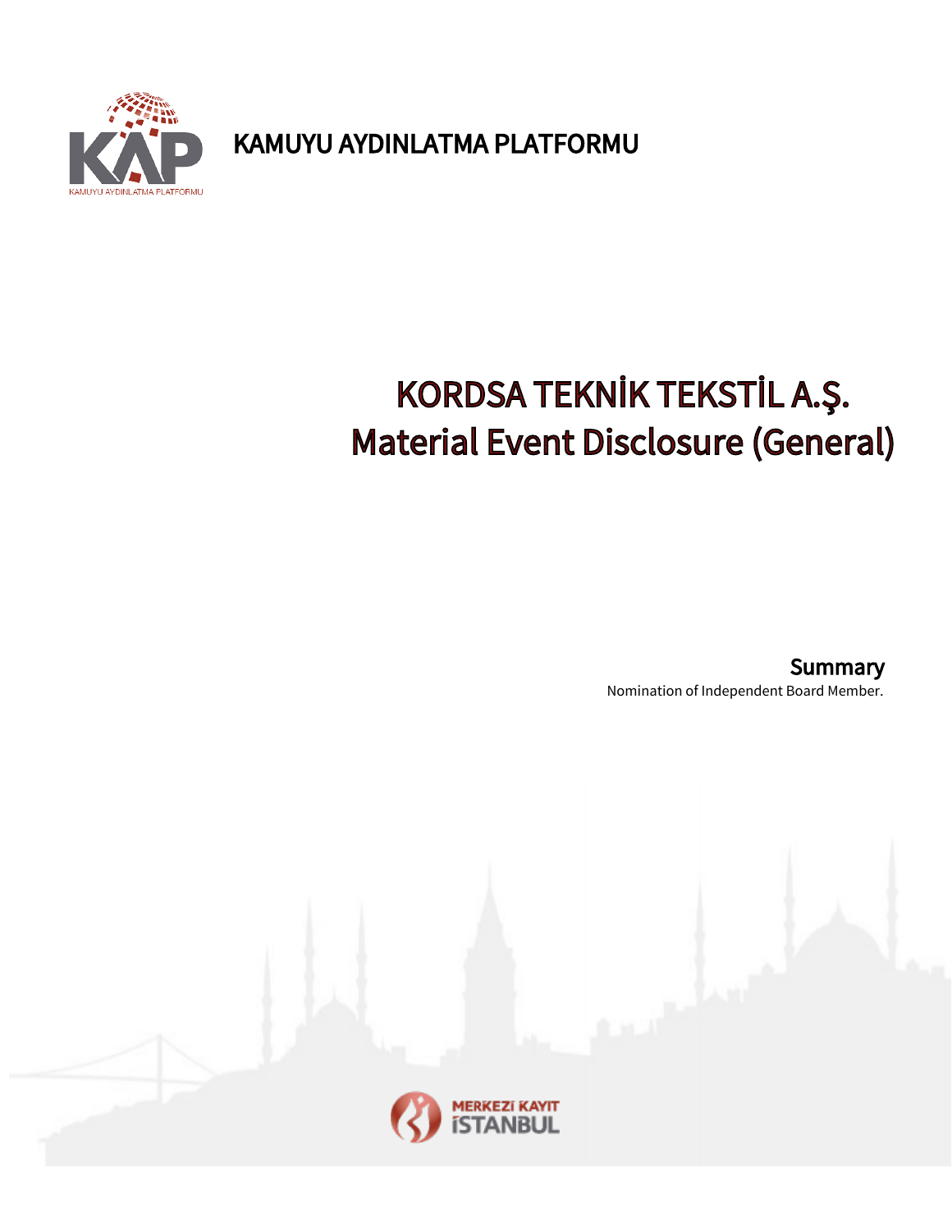KAMUYU AYDINLATMA PLATFORMU

# KORDSA TEKNİK TEKSTİL A.Ş.
# Material Event Disclosure (General)

## Summary

Nomination of Independent Board Member.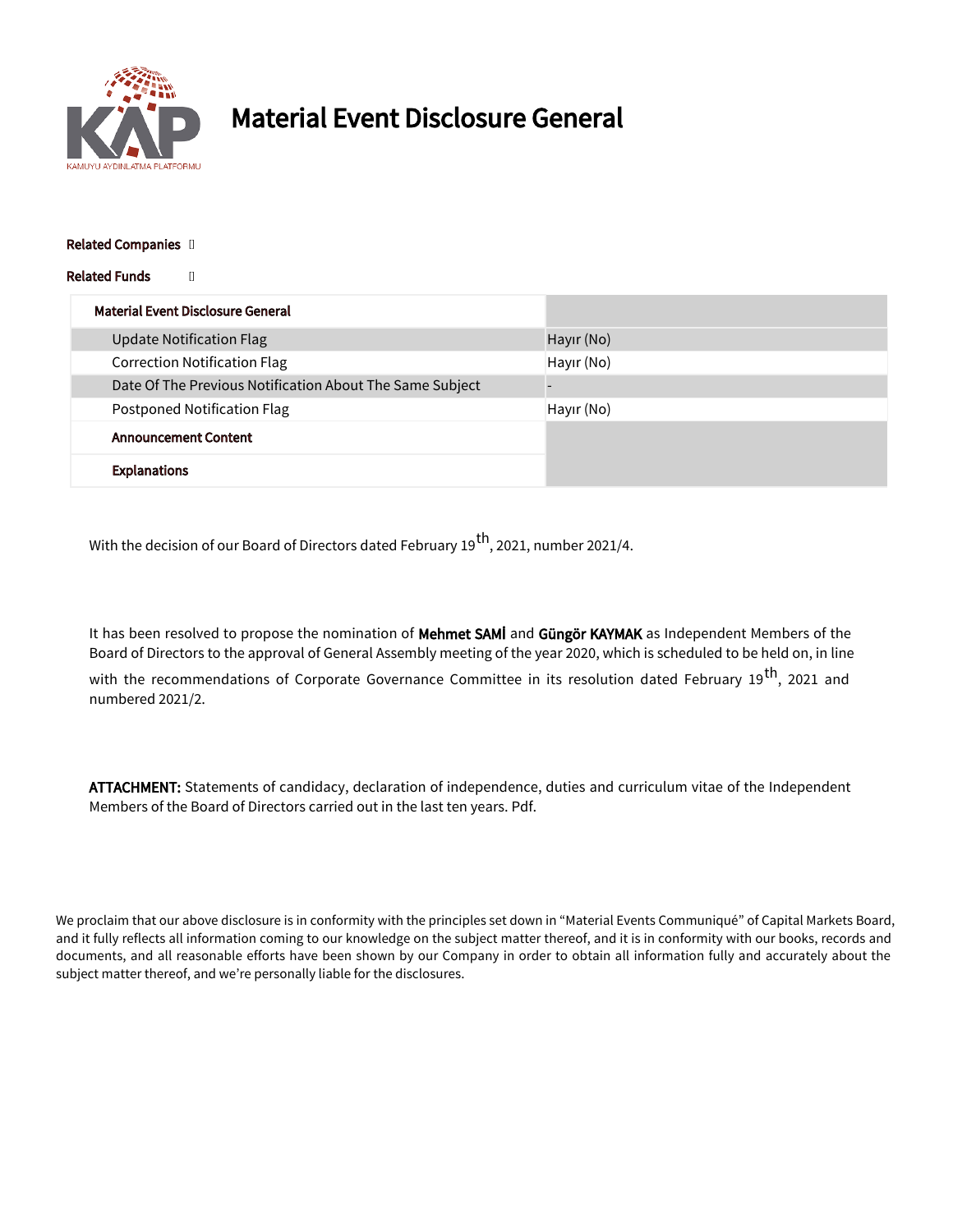# Material Event Disclosure General

**Related Companies**

**Related Funds**

| **Material Event Disclosure General** | |
|---|---|
| Update Notification Flag | Hayır (No) |
| Correction Notification Flag | Hayır (No) |
| Date Of The Previous Notification About The Same Subject | - |
| Postponed Notification Flag | Hayır (No) |
| **Announcement Content** | |
| **Explanations** | |

With the decision of our Board of Directors dated February 19th, 2021, number 2021/4.

It has been resolved to propose the nomination of **Mehmet SAMİ** and **Güngör KAYMAK** as Independent Members of the Board of Directors to the approval of General Assembly meeting of the year 2020, which is scheduled to be held on, in line with the recommendations of Corporate Governance Committee in its resolution dated February 19th, 2021 and numbered 2021/2.

**ATTACHMENT:** Statements of candidacy, declaration of independence, duties and curriculum vitae of the Independent Members of the Board of Directors carried out in the last ten years. Pdf.

We proclaim that our above disclosure is in conformity with the principles set down in "Material Events Communiqué" of Capital Markets Board, and it fully reflects all information coming to our knowledge on the subject matter thereof, and it is in conformity with our books, records and documents, and all reasonable efforts have been shown by our Company in order to obtain all information fully and accurately about the subject matter thereof, and we're personally liable for the disclosures.